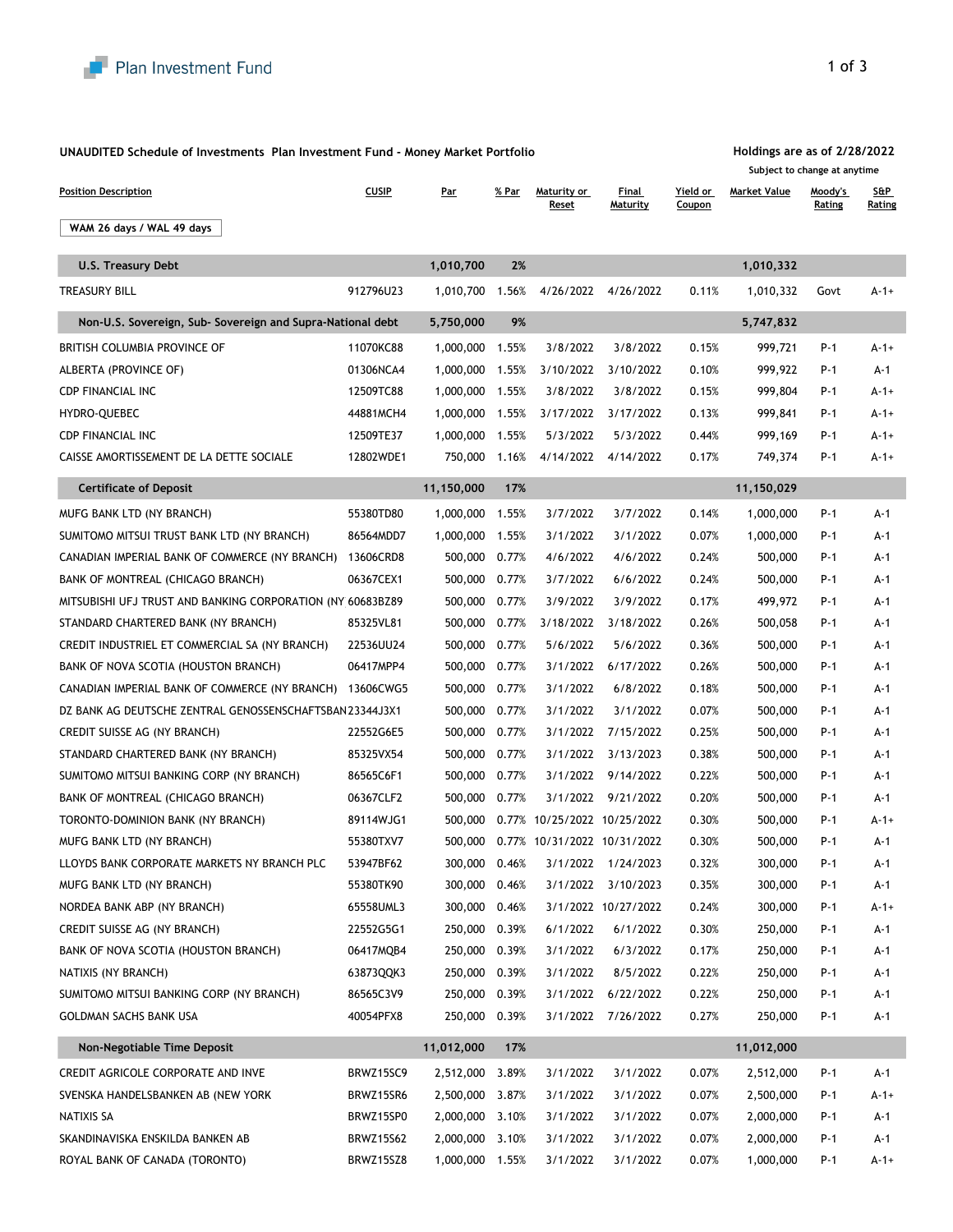Plan Investment Fund

**UNAUDITED Schedule of Investments Plan Investment Fund - Money Market Portfolio**

**Holdings are as of 2/28/2022**
Subject to change at anytime

| Position Description | CUSIP | Par | % Par | Maturity or Reset | Final Maturity | Yield or Coupon | Market Value | Moody's Rating | S&P Rating |
|---|---|---|---|---|---|---|---|---|---|
| WAM 26 days / WAL 49 days | | | | | | | | | |
| **U.S. Treasury Debt** | | **1,010,700** | **2%** | | | | **1,010,332** | | |
| TREASURY BILL | 912796U23 | 1,010,700 | 1.56% | 4/26/2022 | 4/26/2022 | 0.11% | 1,010,332 | Govt | A-1+ |
| **Non-U.S. Sovereign, Sub- Sovereign and Supra-National debt** | | **5,750,000** | **9%** | | | | **5,747,832** | | |
| BRITISH COLUMBIA PROVINCE OF | 11070KC88 | 1,000,000 | 1.55% | 3/8/2022 | 3/8/2022 | 0.15% | 999,721 | P-1 | A-1+ |
| ALBERTA (PROVINCE OF) | 01306NCA4 | 1,000,000 | 1.55% | 3/10/2022 | 3/10/2022 | 0.10% | 999,922 | P-1 | A-1 |
| CDP FINANCIAL INC | 12509TC88 | 1,000,000 | 1.55% | 3/8/2022 | 3/8/2022 | 0.15% | 999,804 | P-1 | A-1+ |
| HYDRO-QUEBEC | 44881MCH4 | 1,000,000 | 1.55% | 3/17/2022 | 3/17/2022 | 0.13% | 999,841 | P-1 | A-1+ |
| CDP FINANCIAL INC | 12509TE37 | 1,000,000 | 1.55% | 5/3/2022 | 5/3/2022 | 0.44% | 999,169 | P-1 | A-1+ |
| CAISSE AMORTISSEMENT DE LA DETTE SOCIALE | 12802WDE1 | 750,000 | 1.16% | 4/14/2022 | 4/14/2022 | 0.17% | 749,374 | P-1 | A-1+ |
| **Certificate of Deposit** | | **11,150,000** | **17%** | | | | **11,150,029** | | |
| MUFG BANK LTD (NY BRANCH) | 55380TD80 | 1,000,000 | 1.55% | 3/7/2022 | 3/7/2022 | 0.14% | 1,000,000 | P-1 | A-1 |
| SUMITOMO MITSUI TRUST BANK LTD (NY BRANCH) | 86564MDD7 | 1,000,000 | 1.55% | 3/1/2022 | 3/1/2022 | 0.07% | 1,000,000 | P-1 | A-1 |
| CANADIAN IMPERIAL BANK OF COMMERCE (NY BRANCH) | 13606CRD8 | 500,000 | 0.77% | 4/6/2022 | 4/6/2022 | 0.24% | 500,000 | P-1 | A-1 |
| BANK OF MONTREAL (CHICAGO BRANCH) | 06367CEX1 | 500,000 | 0.77% | 3/7/2022 | 6/6/2022 | 0.24% | 500,000 | P-1 | A-1 |
| MITSUBISHI UFJ TRUST AND BANKING CORPORATION (NY | 60683BZ89 | 500,000 | 0.77% | 3/9/2022 | 3/9/2022 | 0.17% | 499,972 | P-1 | A-1 |
| STANDARD CHARTERED BANK (NY BRANCH) | 85325VL81 | 500,000 | 0.77% | 3/18/2022 | 3/18/2022 | 0.26% | 500,058 | P-1 | A-1 |
| CREDIT INDUSTRIEL ET COMMERCIAL SA (NY BRANCH) | 22536UU24 | 500,000 | 0.77% | 5/6/2022 | 5/6/2022 | 0.36% | 500,000 | P-1 | A-1 |
| BANK OF NOVA SCOTIA (HOUSTON BRANCH) | 06417MPP4 | 500,000 | 0.77% | 3/1/2022 | 6/17/2022 | 0.26% | 500,000 | P-1 | A-1 |
| CANADIAN IMPERIAL BANK OF COMMERCE (NY BRANCH) | 13606CWG5 | 500,000 | 0.77% | 3/1/2022 | 6/8/2022 | 0.18% | 500,000 | P-1 | A-1 |
| DZ BANK AG DEUTSCHE ZENTRAL GENOSSENSCHAFTSBAN | 23344J3X1 | 500,000 | 0.77% | 3/1/2022 | 3/1/2022 | 0.07% | 500,000 | P-1 | A-1 |
| CREDIT SUISSE AG (NY BRANCH) | 22552G6E5 | 500,000 | 0.77% | 3/1/2022 | 7/15/2022 | 0.25% | 500,000 | P-1 | A-1 |
| STANDARD CHARTERED BANK (NY BRANCH) | 85325VX54 | 500,000 | 0.77% | 3/1/2022 | 3/13/2023 | 0.38% | 500,000 | P-1 | A-1 |
| SUMITOMO MITSUI BANKING CORP (NY BRANCH) | 86565C6F1 | 500,000 | 0.77% | 3/1/2022 | 9/14/2022 | 0.22% | 500,000 | P-1 | A-1 |
| BANK OF MONTREAL (CHICAGO BRANCH) | 06367CLF2 | 500,000 | 0.77% | 3/1/2022 | 9/21/2022 | 0.20% | 500,000 | P-1 | A-1 |
| TORONTO-DOMINION BANK (NY BRANCH) | 89114WJG1 | 500,000 | 0.77% | 10/25/2022 | 10/25/2022 | 0.30% | 500,000 | P-1 | A-1+ |
| MUFG BANK LTD (NY BRANCH) | 55380TXV7 | 500,000 | 0.77% | 10/31/2022 | 10/31/2022 | 0.30% | 500,000 | P-1 | A-1 |
| LLOYDS BANK CORPORATE MARKETS NY BRANCH PLC | 53947BF62 | 300,000 | 0.46% | 3/1/2022 | 1/24/2023 | 0.32% | 300,000 | P-1 | A-1 |
| MUFG BANK LTD (NY BRANCH) | 55380TK90 | 300,000 | 0.46% | 3/1/2022 | 3/10/2023 | 0.35% | 300,000 | P-1 | A-1 |
| NORDEA BANK ABP (NY BRANCH) | 65558UML3 | 300,000 | 0.46% | 3/1/2022 | 10/27/2022 | 0.24% | 300,000 | P-1 | A-1+ |
| CREDIT SUISSE AG (NY BRANCH) | 22552G5G1 | 250,000 | 0.39% | 6/1/2022 | 6/1/2022 | 0.30% | 250,000 | P-1 | A-1 |
| BANK OF NOVA SCOTIA (HOUSTON BRANCH) | 06417MQB4 | 250,000 | 0.39% | 3/1/2022 | 6/3/2022 | 0.17% | 250,000 | P-1 | A-1 |
| NATIXIS (NY BRANCH) | 63873QQK3 | 250,000 | 0.39% | 3/1/2022 | 8/5/2022 | 0.22% | 250,000 | P-1 | A-1 |
| SUMITOMO MITSUI BANKING CORP (NY BRANCH) | 86565C3V9 | 250,000 | 0.39% | 3/1/2022 | 6/22/2022 | 0.22% | 250,000 | P-1 | A-1 |
| GOLDMAN SACHS BANK USA | 40054PFX8 | 250,000 | 0.39% | 3/1/2022 | 7/26/2022 | 0.27% | 250,000 | P-1 | A-1 |
| **Non-Negotiable Time Deposit** | | **11,012,000** | **17%** | | | | **11,012,000** | | |
| CREDIT AGRICOLE CORPORATE AND INVE | BRWZ15SC9 | 2,512,000 | 3.89% | 3/1/2022 | 3/1/2022 | 0.07% | 2,512,000 | P-1 | A-1 |
| SVENSKA HANDELSBANKEN AB (NEW YORK | BRWZ15SR6 | 2,500,000 | 3.87% | 3/1/2022 | 3/1/2022 | 0.07% | 2,500,000 | P-1 | A-1+ |
| NATIXIS SA | BRWZ15SP0 | 2,000,000 | 3.10% | 3/1/2022 | 3/1/2022 | 0.07% | 2,000,000 | P-1 | A-1 |
| SKANDINAVISKA ENSKILDA BANKEN AB | BRWZ15S62 | 2,000,000 | 3.10% | 3/1/2022 | 3/1/2022 | 0.07% | 2,000,000 | P-1 | A-1 |
| ROYAL BANK OF CANADA (TORONTO) | BRWZ15SZ8 | 1,000,000 | 1.55% | 3/1/2022 | 3/1/2022 | 0.07% | 1,000,000 | P-1 | A-1+ |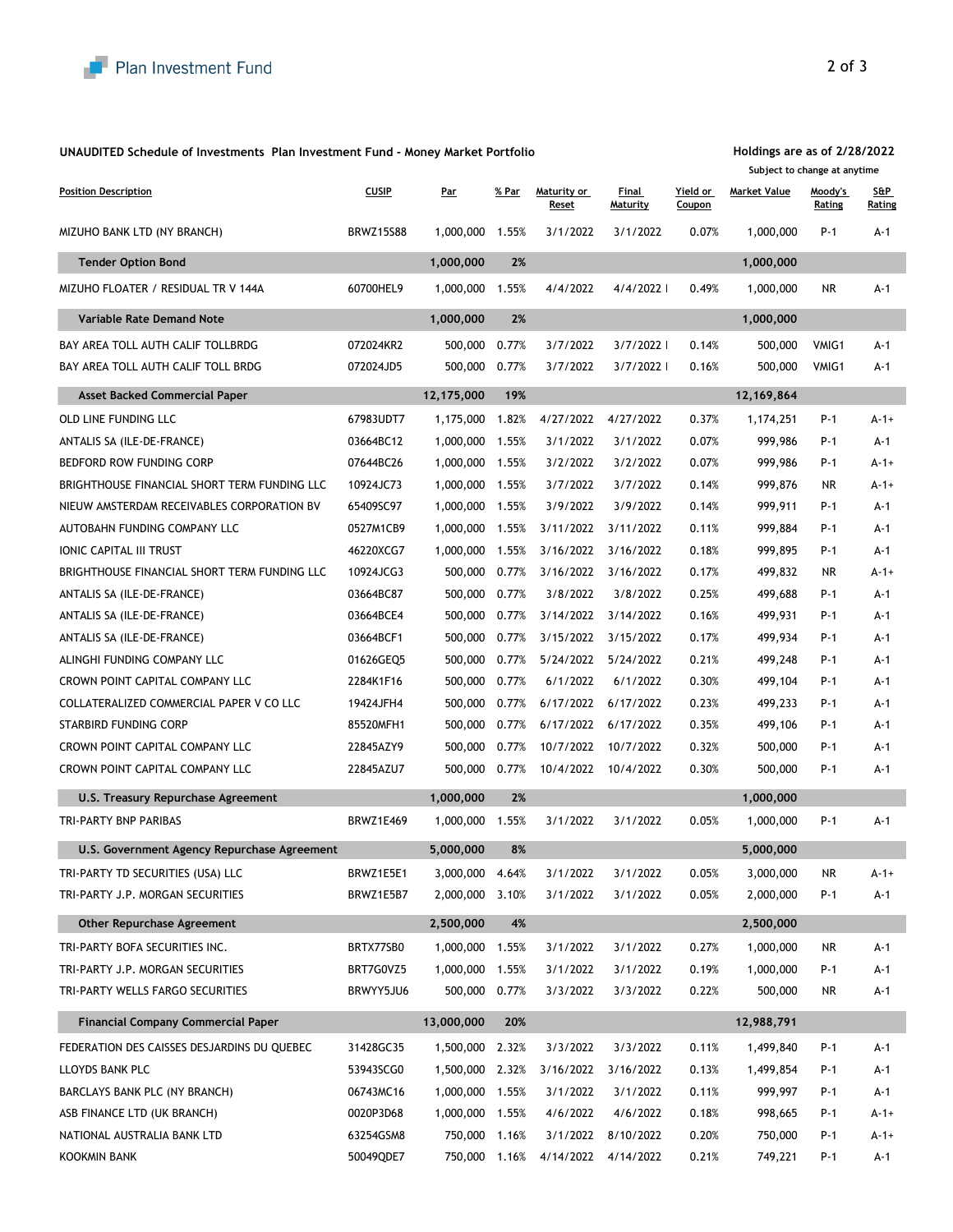**UNAUDITED Schedule of Investments Plan Investment Fund - Money Market Portfolio**

**Holdings are as of 2/28/2022**
Subject to change at anytime

| Position Description | CUSIP | Par | % Par | Maturity or Reset | Final Maturity | Yield or Coupon | Market Value | Moody's Rating | S&P Rating |
|---|---|---|---|---|---|---|---|---|---|
| MIZUHO BANK LTD (NY BRANCH) | BRWZ15S88 | 1,000,000 | 1.55% | 3/1/2022 | 3/1/2022 | 0.07% | 1,000,000 | P-1 | A-1 |
| **Tender Option Bond** | | **1,000,000** | **2%** | | | | **1,000,000** | | |
| MIZUHO FLOATER / RESIDUAL TR V 144A | 60700HEL9 | 1,000,000 | 1.55% | 4/4/2022 | 4/4/2022 I | 0.49% | 1,000,000 | NR | A-1 |
| **Variable Rate Demand Note** | | **1,000,000** | **2%** | | | | **1,000,000** | | |
| BAY AREA TOLL AUTH CALIF TOLLBRDG | 072024KR2 | 500,000 | 0.77% | 3/7/2022 | 3/7/2022 I | 0.14% | 500,000 | VMIG1 | A-1 |
| BAY AREA TOLL AUTH CALIF TOLL BRDG | 072024JD5 | 500,000 | 0.77% | 3/7/2022 | 3/7/2022 I | 0.16% | 500,000 | VMIG1 | A-1 |
| **Asset Backed Commercial Paper** | | **12,175,000** | **19%** | | | | **12,169,864** | | |
| OLD LINE FUNDING LLC | 67983UDT7 | 1,175,000 | 1.82% | 4/27/2022 | 4/27/2022 | 0.37% | 1,174,251 | P-1 | A-1+ |
| ANTALIS SA (ILE-DE-FRANCE) | 03664BC12 | 1,000,000 | 1.55% | 3/1/2022 | 3/1/2022 | 0.07% | 999,986 | P-1 | A-1 |
| BEDFORD ROW FUNDING CORP | 07644BC26 | 1,000,000 | 1.55% | 3/2/2022 | 3/2/2022 | 0.07% | 999,986 | P-1 | A-1+ |
| BRIGHTHOUSE FINANCIAL SHORT TERM FUNDING LLC | 10924JC73 | 1,000,000 | 1.55% | 3/7/2022 | 3/7/2022 | 0.14% | 999,876 | NR | A-1+ |
| NIEUW AMSTERDAM RECEIVABLES CORPORATION BV | 65409SC97 | 1,000,000 | 1.55% | 3/9/2022 | 3/9/2022 | 0.14% | 999,911 | P-1 | A-1 |
| AUTOBAHN FUNDING COMPANY LLC | 0527M1CB9 | 1,000,000 | 1.55% | 3/11/2022 | 3/11/2022 | 0.11% | 999,884 | P-1 | A-1 |
| IONIC CAPITAL III TRUST | 46220XCG7 | 1,000,000 | 1.55% | 3/16/2022 | 3/16/2022 | 0.18% | 999,895 | P-1 | A-1 |
| BRIGHTHOUSE FINANCIAL SHORT TERM FUNDING LLC | 10924JCG3 | 500,000 | 0.77% | 3/16/2022 | 3/16/2022 | 0.17% | 499,832 | NR | A-1+ |
| ANTALIS SA (ILE-DE-FRANCE) | 03664BC87 | 500,000 | 0.77% | 3/8/2022 | 3/8/2022 | 0.25% | 499,688 | P-1 | A-1 |
| ANTALIS SA (ILE-DE-FRANCE) | 03664BCE4 | 500,000 | 0.77% | 3/14/2022 | 3/14/2022 | 0.16% | 499,931 | P-1 | A-1 |
| ANTALIS SA (ILE-DE-FRANCE) | 03664BCF1 | 500,000 | 0.77% | 3/15/2022 | 3/15/2022 | 0.17% | 499,934 | P-1 | A-1 |
| ALINGHI FUNDING COMPANY LLC | 01626GEQ5 | 500,000 | 0.77% | 5/24/2022 | 5/24/2022 | 0.21% | 499,248 | P-1 | A-1 |
| CROWN POINT CAPITAL COMPANY LLC | 2284K1F16 | 500,000 | 0.77% | 6/1/2022 | 6/1/2022 | 0.30% | 499,104 | P-1 | A-1 |
| COLLATERALIZED COMMERCIAL PAPER V CO LLC | 19424JFH4 | 500,000 | 0.77% | 6/17/2022 | 6/17/2022 | 0.23% | 499,233 | P-1 | A-1 |
| STARBIRD FUNDING CORP | 85520MFH1 | 500,000 | 0.77% | 6/17/2022 | 6/17/2022 | 0.35% | 499,106 | P-1 | A-1 |
| CROWN POINT CAPITAL COMPANY LLC | 22845AZY9 | 500,000 | 0.77% | 10/7/2022 | 10/7/2022 | 0.32% | 500,000 | P-1 | A-1 |
| CROWN POINT CAPITAL COMPANY LLC | 22845AZU7 | 500,000 | 0.77% | 10/4/2022 | 10/4/2022 | 0.30% | 500,000 | P-1 | A-1 |
| **U.S. Treasury Repurchase Agreement** | | **1,000,000** | **2%** | | | | **1,000,000** | | |
| TRI-PARTY BNP PARIBAS | BRWZ1E469 | 1,000,000 | 1.55% | 3/1/2022 | 3/1/2022 | 0.05% | 1,000,000 | P-1 | A-1 |
| **U.S. Government Agency Repurchase Agreement** | | **5,000,000** | **8%** | | | | **5,000,000** | | |
| TRI-PARTY TD SECURITIES (USA) LLC | BRWZ1E5E1 | 3,000,000 | 4.64% | 3/1/2022 | 3/1/2022 | 0.05% | 3,000,000 | NR | A-1+ |
| TRI-PARTY J.P. MORGAN SECURITIES | BRWZ1E5B7 | 2,000,000 | 3.10% | 3/1/2022 | 3/1/2022 | 0.05% | 2,000,000 | P-1 | A-1 |
| **Other Repurchase Agreement** | | **2,500,000** | **4%** | | | | **2,500,000** | | |
| TRI-PARTY BOFA SECURITIES INC. | BRTX7SB0 | 1,000,000 | 1.55% | 3/1/2022 | 3/1/2022 | 0.27% | 1,000,000 | NR | A-1 |
| TRI-PARTY J.P. MORGAN SECURITIES | BRT7G0VZ5 | 1,000,000 | 1.55% | 3/1/2022 | 3/1/2022 | 0.19% | 1,000,000 | P-1 | A-1 |
| TRI-PARTY WELLS FARGO SECURITIES | BRWYY5JU6 | 500,000 | 0.77% | 3/3/2022 | 3/3/2022 | 0.22% | 500,000 | NR | A-1 |
| **Financial Company Commercial Paper** | | **13,000,000** | **20%** | | | | **12,988,791** | | |
| FEDERATION DES CAISSES DESJARDINS DU QUEBEC | 31428GC35 | 1,500,000 | 2.32% | 3/3/2022 | 3/3/2022 | 0.11% | 1,499,840 | P-1 | A-1 |
| LLOYDS BANK PLC | 53943SCG0 | 1,500,000 | 2.32% | 3/16/2022 | 3/16/2022 | 0.13% | 1,499,854 | P-1 | A-1 |
| BARCLAYS BANK PLC (NY BRANCH) | 06743MC16 | 1,000,000 | 1.55% | 3/1/2022 | 3/1/2022 | 0.11% | 999,997 | P-1 | A-1 |
| ASB FINANCE LTD (UK BRANCH) | 0020P3D68 | 1,000,000 | 1.55% | 4/6/2022 | 4/6/2022 | 0.18% | 998,665 | P-1 | A-1+ |
| NATIONAL AUSTRALIA BANK LTD | 63254GSM8 | 750,000 | 1.16% | 3/1/2022 | 8/10/2022 | 0.20% | 750,000 | P-1 | A-1+ |
| KOOKMIN BANK | 50049QDE7 | 750,000 | 1.16% | 4/14/2022 | 4/14/2022 | 0.21% | 749,221 | P-1 | A-1 |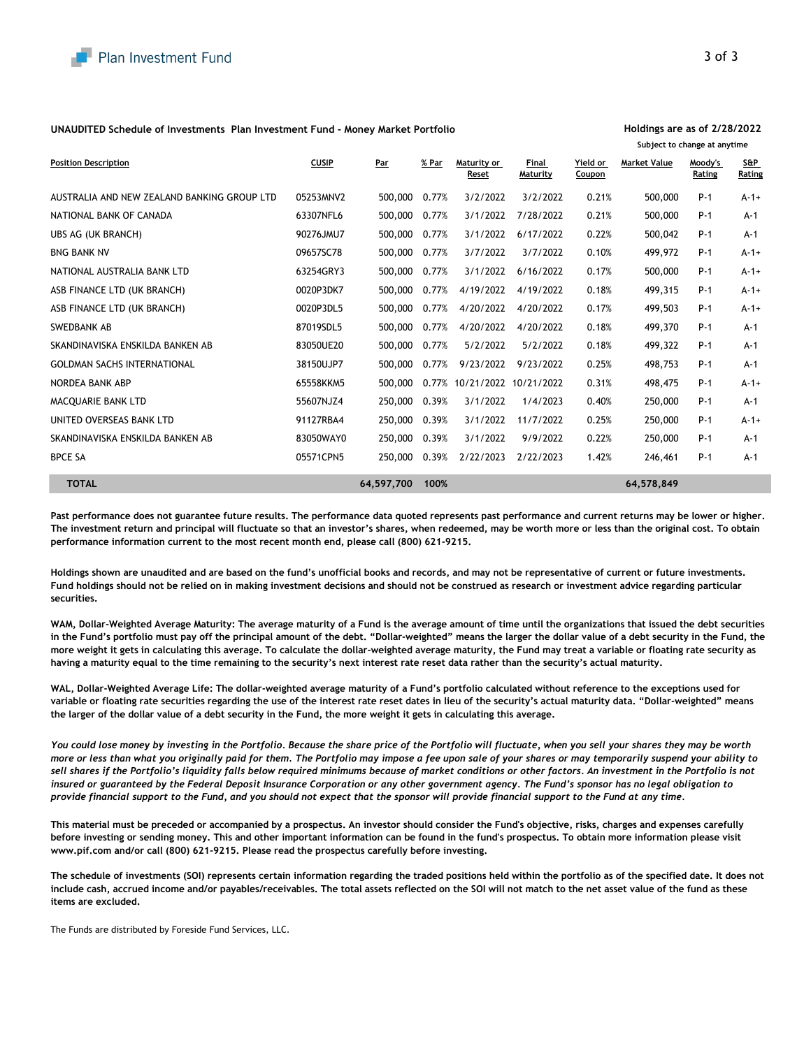**UNAUDITED Schedule of Investments Plan Investment Fund - Money Market Portfolio**

**Holdings are as of 2/28/2022**

**Subject to change at anytime**

| Position Description | CUSIP | Par | % Par | Maturity or Reset | Final Maturity | Yield or Coupon | Market Value | Moody's Rating | S&P Rating |
|---|---|---|---|---|---|---|---|---|---|
| AUSTRALIA AND NEW ZEALAND BANKING GROUP LTD | 05253MNV2 | 500,000 | 0.77% | 3/2/2022 | 3/2/2022 | 0.21% | 500,000 | P-1 | A-1+ |
| NATIONAL BANK OF CANADA | 63307NFL6 | 500,000 | 0.77% | 3/1/2022 | 7/28/2022 | 0.21% | 500,000 | P-1 | A-1 |
| UBS AG (UK BRANCH) | 90276JMU7 | 500,000 | 0.77% | 3/1/2022 | 6/17/2022 | 0.22% | 500,042 | P-1 | A-1 |
| BNG BANK NV | 09657SC78 | 500,000 | 0.77% | 3/7/2022 | 3/7/2022 | 0.10% | 499,972 | P-1 | A-1+ |
| NATIONAL AUSTRALIA BANK LTD | 63254GRY3 | 500,000 | 0.77% | 3/1/2022 | 6/16/2022 | 0.17% | 500,000 | P-1 | A-1+ |
| ASB FINANCE LTD (UK BRANCH) | 0020P3DK7 | 500,000 | 0.77% | 4/19/2022 | 4/19/2022 | 0.18% | 499,315 | P-1 | A-1+ |
| ASB FINANCE LTD (UK BRANCH) | 0020P3DL5 | 500,000 | 0.77% | 4/20/2022 | 4/20/2022 | 0.17% | 499,503 | P-1 | A-1+ |
| SWEDBANK AB | 87019SDL5 | 500,000 | 0.77% | 4/20/2022 | 4/20/2022 | 0.18% | 499,370 | P-1 | A-1 |
| SKANDINAVISKA ENSKILDA BANKEN AB | 83050UE20 | 500,000 | 0.77% | 5/2/2022 | 5/2/2022 | 0.18% | 499,322 | P-1 | A-1 |
| GOLDMAN SACHS INTERNATIONAL | 38150UJP7 | 500,000 | 0.77% | 9/23/2022 | 9/23/2022 | 0.25% | 498,753 | P-1 | A-1 |
| NORDEA BANK ABP | 65558KKM5 | 500,000 | 0.77% | 10/21/2022 | 10/21/2022 | 0.31% | 498,475 | P-1 | A-1+ |
| MACQUARIE BANK LTD | 55607NJZ4 | 250,000 | 0.39% | 3/1/2022 | 1/4/2023 | 0.40% | 250,000 | P-1 | A-1 |
| UNITED OVERSEAS BANK LTD | 91127RBA4 | 250,000 | 0.39% | 3/1/2022 | 11/7/2022 | 0.25% | 250,000 | P-1 | A-1+ |
| SKANDINAVISKA ENSKILDA BANKEN AB | 83050WAY0 | 250,000 | 0.39% | 3/1/2022 | 9/9/2022 | 0.22% | 250,000 | P-1 | A-1 |
| BPCE SA | 05571CPN5 | 250,000 | 0.39% | 2/22/2023 | 2/22/2023 | 1.42% | 246,461 | P-1 | A-1 |
| **TOTAL** | | **64,597,700** | **100%** | | | | **64,578,849** | | |

**Past performance does not guarantee future results. The performance data quoted represents past performance and current returns may be lower or higher. The investment return and principal will fluctuate so that an investor's shares, when redeemed, may be worth more or less than the original cost. To obtain performance information current to the most recent month end, please call (800) 621-9215.**

**Holdings shown are unaudited and are based on the fund's unofficial books and records, and may not be representative of current or future investments. Fund holdings should not be relied on in making investment decisions and should not be construed as research or investment advice regarding particular securities.**

**WAM, Dollar-Weighted Average Maturity: The average maturity of a Fund is the average amount of time until the organizations that issued the debt securities in the Fund's portfolio must pay off the principal amount of the debt. "Dollar-weighted" means the larger the dollar value of a debt security in the Fund, the more weight it gets in calculating this average. To calculate the dollar-weighted average maturity, the Fund may treat a variable or floating rate security as having a maturity equal to the time remaining to the security's next interest rate reset data rather than the security's actual maturity.**

**WAL, Dollar-Weighted Average Life: The dollar-weighted average maturity of a Fund's portfolio calculated without reference to the exceptions used for variable or floating rate securities regarding the use of the interest rate reset dates in lieu of the security's actual maturity data. "Dollar-weighted" means the larger of the dollar value of a debt security in the Fund, the more weight it gets in calculating this average.**

***You could lose money by investing in the Portfolio. Because the share price of the Portfolio will fluctuate, when you sell your shares they may be worth more or less than what you originally paid for them. The Portfolio may impose a fee upon sale of your shares or may temporarily suspend your ability to sell shares if the Portfolio's liquidity falls below required minimums because of market conditions or other factors. An investment in the Portfolio is not insured or guaranteed by the Federal Deposit Insurance Corporation or any other government agency. The Fund's sponsor has no legal obligation to provide financial support to the Fund, and you should not expect that the sponsor will provide financial support to the Fund at any time.***

**This material must be preceded or accompanied by a prospectus. An investor should consider the Fund's objective, risks, charges and expenses carefully before investing or sending money. This and other important information can be found in the fund's prospectus. To obtain more information please visit www.pif.com and/or call (800) 621-9215. Please read the prospectus carefully before investing.**

**The schedule of investments (SOI) represents certain information regarding the traded positions held within the portfolio as of the specified date. It does not include cash, accrued income and/or payables/receivables. The total assets reflected on the SOI will not match to the net asset value of the fund as these items are excluded.**

The Funds are distributed by Foreside Fund Services, LLC.